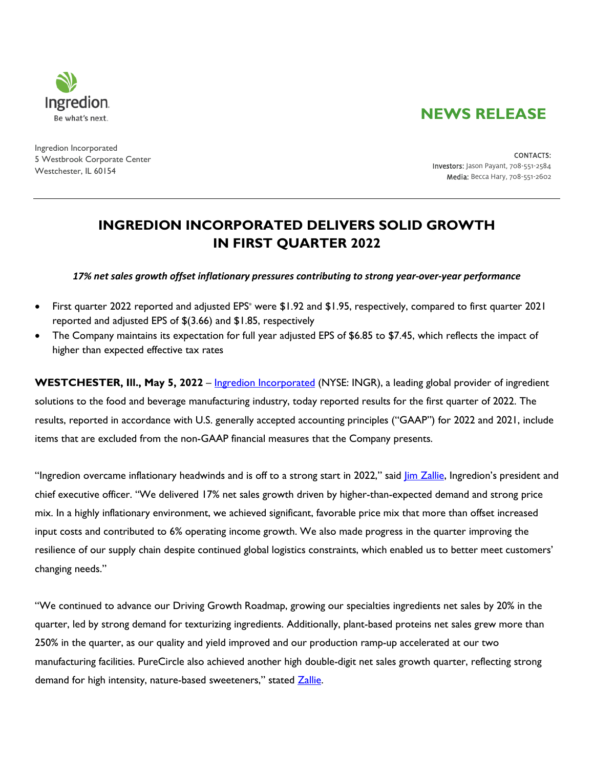Ingredion
Be what's next.

**NEWS RELEASE**

Ingredion Incorporated
5 Westbrook Corporate Center
Westchester, IL 60154

**CONTACTS:**
Investors: Jason Payant, 708-551-2584
Media: Becca Hary, 708-551-2602

# INGREDION INCORPORATED DELIVERS SOLID GROWTH IN FIRST QUARTER 2022

***17% net sales growth offset inflationary pressures contributing to strong year-over-year performance***

- First quarter 2022 reported and adjusted EPS* were $1.92 and $1.95, respectively, compared to first quarter 2021 reported and adjusted EPS of $(3.66) and $1.85, respectively
- The Company maintains its expectation for full year adjusted EPS of $6.85 to $7.45, which reflects the impact of higher than expected effective tax rates

**WESTCHESTER, Ill., May 5, 2022** – Ingredion Incorporated (NYSE: INGR), a leading global provider of ingredient solutions to the food and beverage manufacturing industry, today reported results for the first quarter of 2022. The results, reported in accordance with U.S. generally accepted accounting principles ("GAAP") for 2022 and 2021, include items that are excluded from the non-GAAP financial measures that the Company presents.

"Ingredion overcame inflationary headwinds and is off to a strong start in 2022," said Jim Zallie, Ingredion's president and chief executive officer. "We delivered 17% net sales growth driven by higher-than-expected demand and strong price mix. In a highly inflationary environment, we achieved significant, favorable price mix that more than offset increased input costs and contributed to 6% operating income growth. We also made progress in the quarter improving the resilience of our supply chain despite continued global logistics constraints, which enabled us to better meet customers' changing needs."

"We continued to advance our Driving Growth Roadmap, growing our specialties ingredients net sales by 20% in the quarter, led by strong demand for texturizing ingredients. Additionally, plant-based proteins net sales grew more than 250% in the quarter, as our quality and yield improved and our production ramp-up accelerated at our two manufacturing facilities. PureCircle also achieved another high double-digit net sales growth quarter, reflecting strong demand for high intensity, nature-based sweeteners," stated Zallie.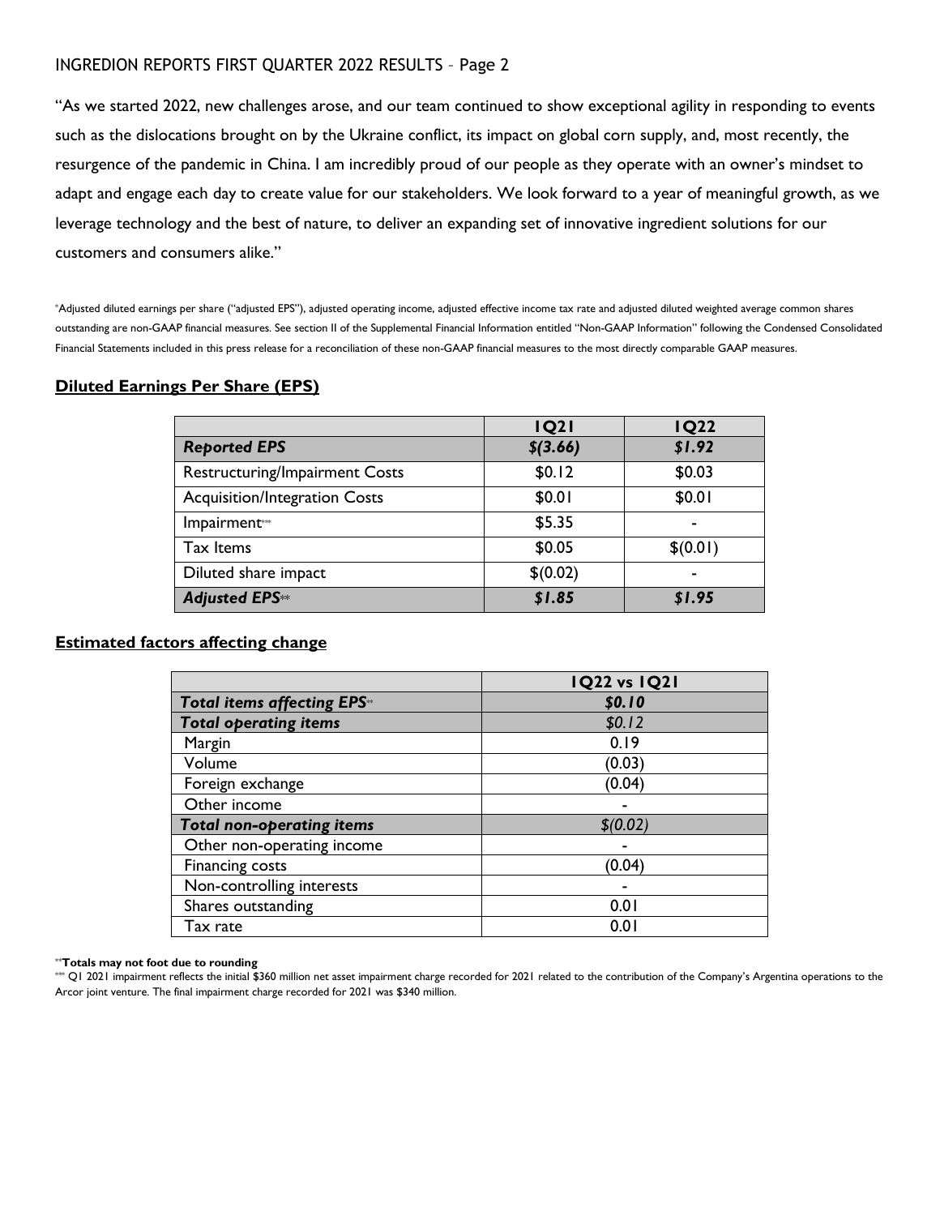"As we started 2022, new challenges arose, and our team continued to show exceptional agility in responding to events such as the dislocations brought on by the Ukraine conflict, its impact on global corn supply, and, most recently, the resurgence of the pandemic in China. I am incredibly proud of our people as they operate with an owner's mindset to adapt and engage each day to create value for our stakeholders. We look forward to a year of meaningful growth, as we leverage technology and the best of nature, to deliver an expanding set of innovative ingredient solutions for our customers and consumers alike."

*Adjusted diluted earnings per share ("adjusted EPS"), adjusted operating income, adjusted effective income tax rate and adjusted diluted weighted average common shares outstanding are non-GAAP financial measures. See section II of the Supplemental Financial Information entitled "Non-GAAP Information" following the Condensed Consolidated Financial Statements included in this press release for a reconciliation of these non-GAAP financial measures to the most directly comparable GAAP measures.

## Diluted Earnings Per Share (EPS)

| | 1Q21 | 1Q22 |
|---|---|---|
| ***Reported EPS*** | ***$(3.66)*** | ***$1.92*** |
| Restructuring/Impairment Costs | $0.12 | $0.03 |
| Acquisition/Integration Costs | $0.01 | $0.01 |
| Impairment*** | $5.35 | - |
| Tax Items | $0.05 | $(0.01) |
| Diluted share impact | $(0.02) | - |
| ***Adjusted EPS**** | ***$1.85*** | ***$1.95*** |

## Estimated factors affecting change

| | 1Q22 vs 1Q21 |
|---|---|
| ***Total items affecting EPS**** | ***$0.10*** |
| ***Total operating items*** | *$0.12* |
| Margin | 0.19 |
| Volume | (0.03) |
| Foreign exchange | (0.04) |
| Other income | - |
| ***Total non-operating items*** | *$(0.02)* |
| Other non-operating income | - |
| Financing costs | (0.04) |
| Non-controlling interests | - |
| Shares outstanding | 0.01 |
| Tax rate | 0.01 |

****Totals may not foot due to rounding**

*** Q1 2021 impairment reflects the initial $360 million net asset impairment charge recorded for 2021 related to the contribution of the Company's Argentina operations to the Arcor joint venture. The final impairment charge recorded for 2021 was $340 million.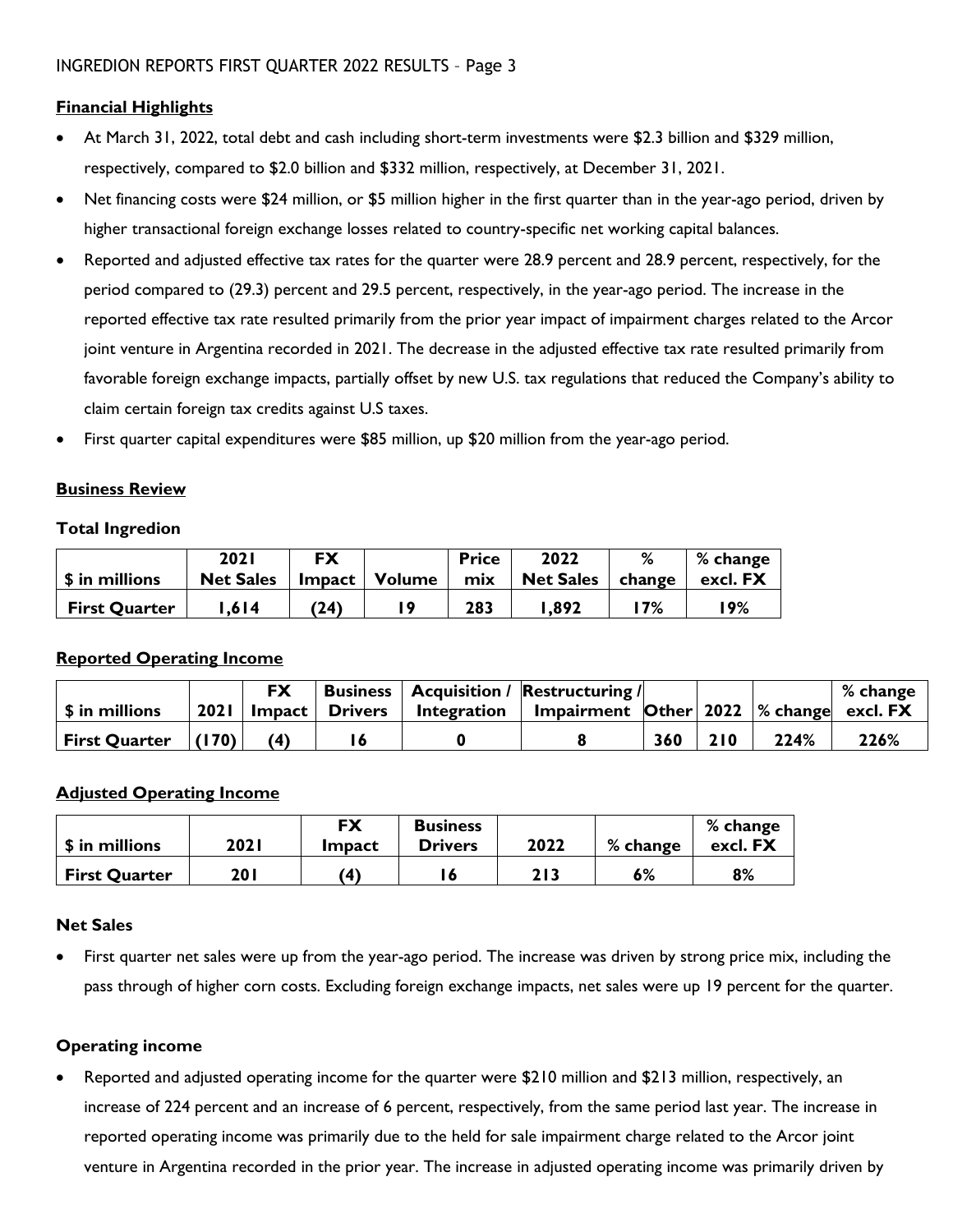## Financial Highlights

- At March 31, 2022, total debt and cash including short-term investments were $2.3 billion and $329 million, respectively, compared to $2.0 billion and $332 million, respectively, at December 31, 2021.
- Net financing costs were $24 million, or $5 million higher in the first quarter than in the year-ago period, driven by higher transactional foreign exchange losses related to country-specific net working capital balances.
- Reported and adjusted effective tax rates for the quarter were 28.9 percent and 28.9 percent, respectively, for the period compared to (29.3) percent and 29.5 percent, respectively, in the year-ago period. The increase in the reported effective tax rate resulted primarily from the prior year impact of impairment charges related to the Arcor joint venture in Argentina recorded in 2021. The decrease in the adjusted effective tax rate resulted primarily from favorable foreign exchange impacts, partially offset by new U.S. tax regulations that reduced the Company's ability to claim certain foreign tax credits against U.S taxes.
- First quarter capital expenditures were $85 million, up $20 million from the year-ago period.

## Business Review

### Total Ingredion

| $ in millions | 2021 Net Sales | FX Impact | Volume | Price mix | 2022 Net Sales | % change | % change excl. FX |
|---|---|---|---|---|---|---|---|
| **First Quarter** | 1,614 | (24) | 19 | 283 | 1,892 | 17% | 19% |

### Reported Operating Income

| $ in millions | 2021 | FX Impact | Business Drivers | Acquisition / Integration | Restructuring / Impairment | Other | 2022 | % change | % change excl. FX |
|---|---|---|---|---|---|---|---|---|---|
| **First Quarter** | (170) | (4) | 16 | 0 | 8 | 360 | 210 | 224% | 226% |

### Adjusted Operating Income

| $ in millions | 2021 | FX Impact | Business Drivers | 2022 | % change | % change excl. FX |
|---|---|---|---|---|---|---|
| **First Quarter** | 201 | (4) | 16 | 213 | 6% | 8% |

### Net Sales

- First quarter net sales were up from the year-ago period. The increase was driven by strong price mix, including the pass through of higher corn costs. Excluding foreign exchange impacts, net sales were up 19 percent for the quarter.

### Operating income

- Reported and adjusted operating income for the quarter were $210 million and $213 million, respectively, an increase of 224 percent and an increase of 6 percent, respectively, from the same period last year. The increase in reported operating income was primarily due to the held for sale impairment charge related to the Arcor joint venture in Argentina recorded in the prior year. The increase in adjusted operating income was primarily driven by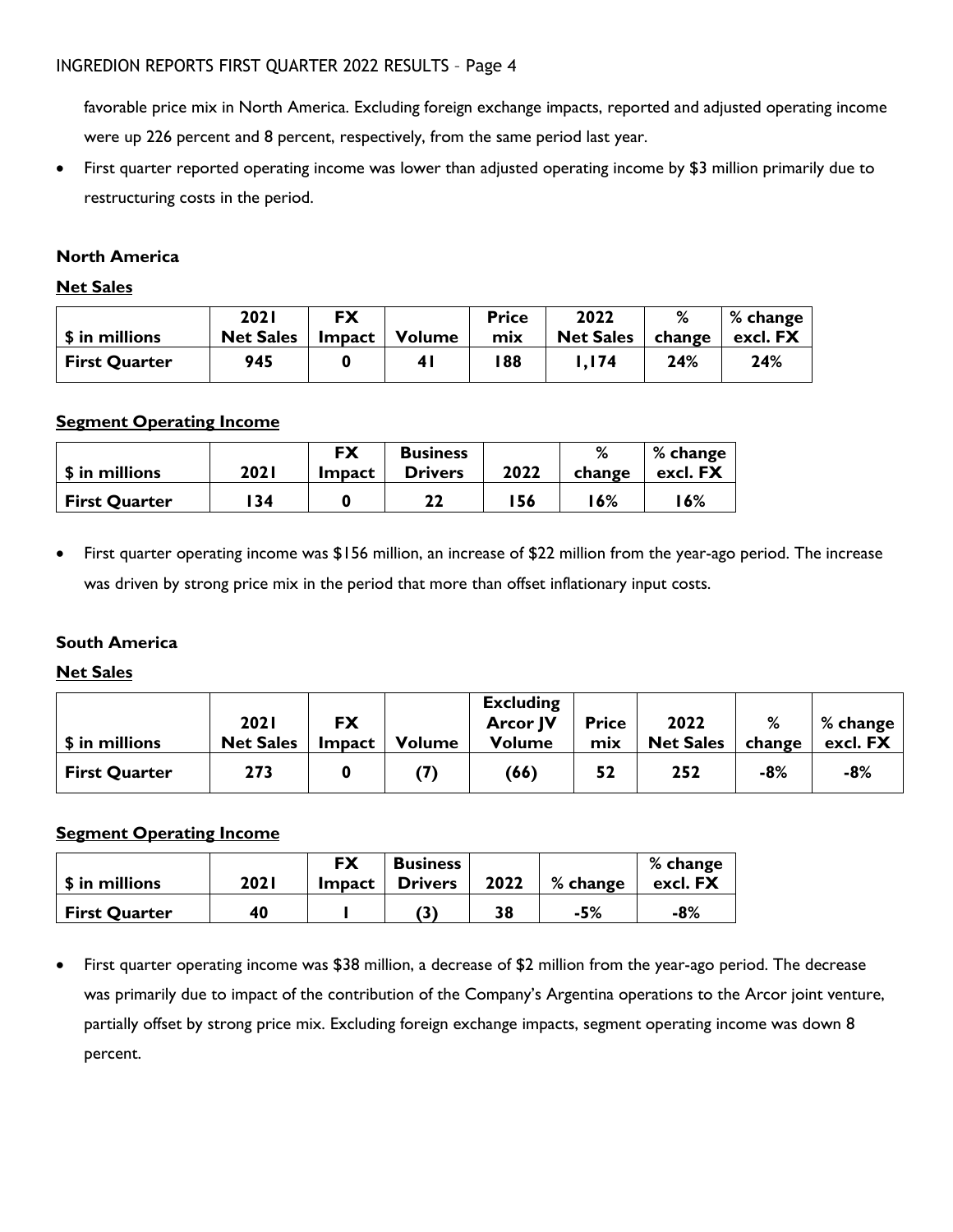favorable price mix in North America. Excluding foreign exchange impacts, reported and adjusted operating income were up 226 percent and 8 percent, respectively, from the same period last year.

- First quarter reported operating income was lower than adjusted operating income by $3 million primarily due to restructuring costs in the period.

**North America**

**Net Sales**

| $ in millions | 2021 Net Sales | FX Impact | Volume | Price mix | 2022 Net Sales | % change | % change excl. FX |
|---|---|---|---|---|---|---|---|
| **First Quarter** | 945 | 0 | 41 | 188 | 1,174 | 24% | 24% |

**Segment Operating Income**

| $ in millions | 2021 | FX Impact | Business Drivers | 2022 | % change | % change excl. FX |
|---|---|---|---|---|---|---|
| **First Quarter** | 134 | 0 | 22 | 156 | 16% | 16% |

- First quarter operating income was $156 million, an increase of $22 million from the year-ago period. The increase was driven by strong price mix in the period that more than offset inflationary input costs.

**South America**

**Net Sales**

| $ in millions | 2021 Net Sales | FX Impact | Volume | Excluding Arcor JV Volume | Price mix | 2022 Net Sales | % change | % change excl. FX |
|---|---|---|---|---|---|---|---|---|
| **First Quarter** | 273 | 0 | (7) | (66) | 52 | 252 | -8% | -8% |

**Segment Operating Income**

| $ in millions | 2021 | FX Impact | Business Drivers | 2022 | % change | % change excl. FX |
|---|---|---|---|---|---|---|
| **First Quarter** | 40 | 1 | (3) | 38 | -5% | -8% |

- First quarter operating income was $38 million, a decrease of $2 million from the year-ago period. The decrease was primarily due to impact of the contribution of the Company's Argentina operations to the Arcor joint venture, partially offset by strong price mix. Excluding foreign exchange impacts, segment operating income was down 8 percent.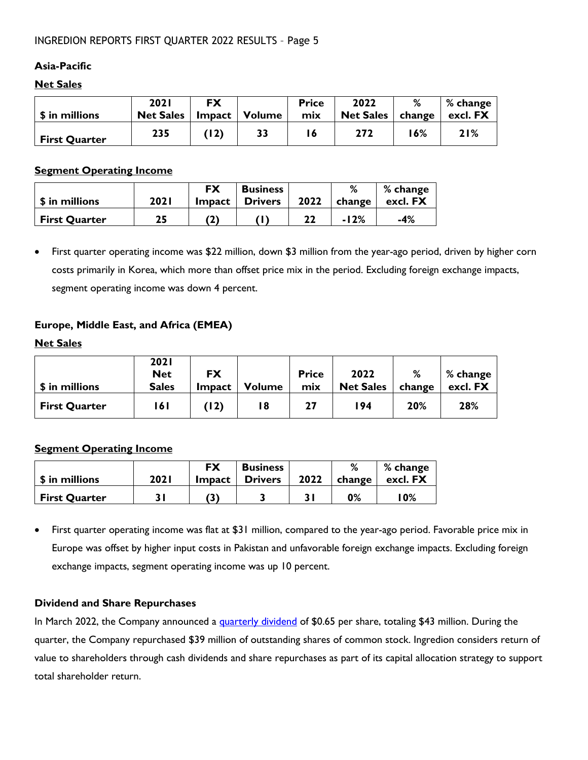## Asia-Pacific

**Net Sales**

| $ in millions | 2021 Net Sales | FX Impact | Volume | Price mix | 2022 Net Sales | % change | % change excl. FX |
|---|---|---|---|---|---|---|---|
| First Quarter | 235 | (12) | 33 | 16 | 272 | 16% | 21% |

**Segment Operating Income**

| $ in millions | 2021 | FX Impact | Business Drivers | 2022 | % change | % change excl. FX |
|---|---|---|---|---|---|---|
| First Quarter | 25 | (2) | (1) | 22 | -12% | -4% |

- First quarter operating income was $22 million, down $3 million from the year-ago period, driven by higher corn costs primarily in Korea, which more than offset price mix in the period. Excluding foreign exchange impacts, segment operating income was down 4 percent.

## Europe, Middle East, and Africa (EMEA)

**Net Sales**

| $ in millions | 2021 Net Sales | FX Impact | Volume | Price mix | 2022 Net Sales | % change | % change excl. FX |
|---|---|---|---|---|---|---|---|
| First Quarter | 161 | (12) | 18 | 27 | 194 | 20% | 28% |

**Segment Operating Income**

| $ in millions | 2021 | FX Impact | Business Drivers | 2022 | % change | % change excl. FX |
|---|---|---|---|---|---|---|
| First Quarter | 31 | (3) | 3 | 31 | 0% | 10% |

- First quarter operating income was flat at $31 million, compared to the year-ago period. Favorable price mix in Europe was offset by higher input costs in Pakistan and unfavorable foreign exchange impacts. Excluding foreign exchange impacts, segment operating income was up 10 percent.

## Dividend and Share Repurchases

In March 2022, the Company announced a quarterly dividend of $0.65 per share, totaling $43 million. During the quarter, the Company repurchased $39 million of outstanding shares of common stock. Ingredion considers return of value to shareholders through cash dividends and share repurchases as part of its capital allocation strategy to support total shareholder return.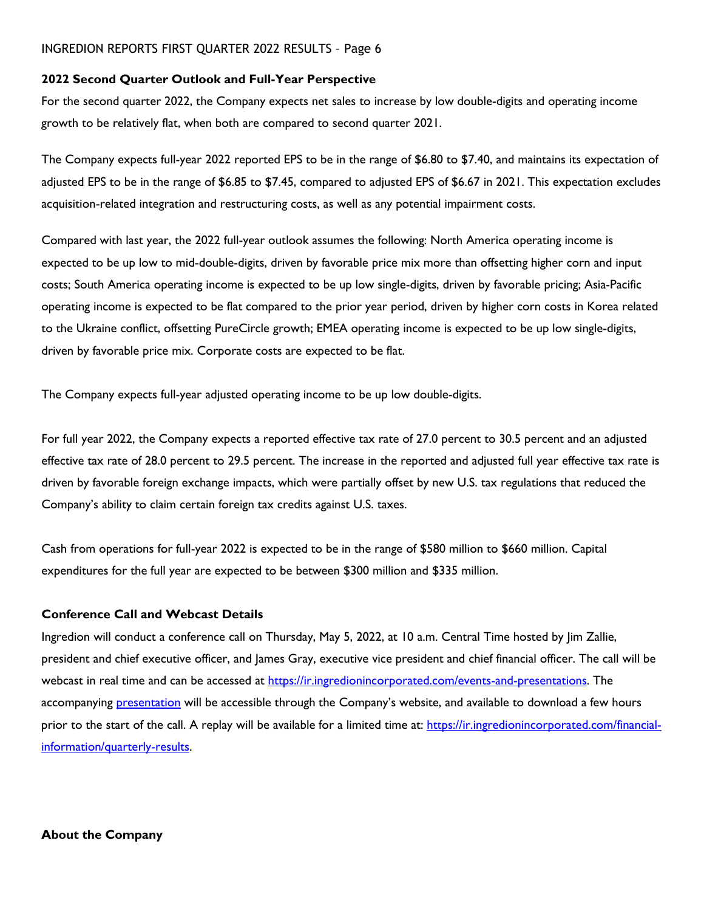## 2022 Second Quarter Outlook and Full-Year Perspective

For the second quarter 2022, the Company expects net sales to increase by low double-digits and operating income growth to be relatively flat, when both are compared to second quarter 2021.

The Company expects full-year 2022 reported EPS to be in the range of $6.80 to $7.40, and maintains its expectation of adjusted EPS to be in the range of $6.85 to $7.45, compared to adjusted EPS of $6.67 in 2021. This expectation excludes acquisition-related integration and restructuring costs, as well as any potential impairment costs.

Compared with last year, the 2022 full-year outlook assumes the following: North America operating income is expected to be up low to mid-double-digits, driven by favorable price mix more than offsetting higher corn and input costs; South America operating income is expected to be up low single-digits, driven by favorable pricing; Asia-Pacific operating income is expected to be flat compared to the prior year period, driven by higher corn costs in Korea related to the Ukraine conflict, offsetting PureCircle growth; EMEA operating income is expected to be up low single-digits, driven by favorable price mix. Corporate costs are expected to be flat.

The Company expects full-year adjusted operating income to be up low double-digits.

For full year 2022, the Company expects a reported effective tax rate of 27.0 percent to 30.5 percent and an adjusted effective tax rate of 28.0 percent to 29.5 percent. The increase in the reported and adjusted full year effective tax rate is driven by favorable foreign exchange impacts, which were partially offset by new U.S. tax regulations that reduced the Company's ability to claim certain foreign tax credits against U.S. taxes.

Cash from operations for full-year 2022 is expected to be in the range of $580 million to $660 million. Capital expenditures for the full year are expected to be between $300 million and $335 million.

## Conference Call and Webcast Details

Ingredion will conduct a conference call on Thursday, May 5, 2022, at 10 a.m. Central Time hosted by Jim Zallie, president and chief executive officer, and James Gray, executive vice president and chief financial officer. The call will be webcast in real time and can be accessed at https://ir.ingredionincorporated.com/events-and-presentations. The accompanying presentation will be accessible through the Company's website, and available to download a few hours prior to the start of the call. A replay will be available for a limited time at: https://ir.ingredionincorporated.com/financial-information/quarterly-results.

## About the Company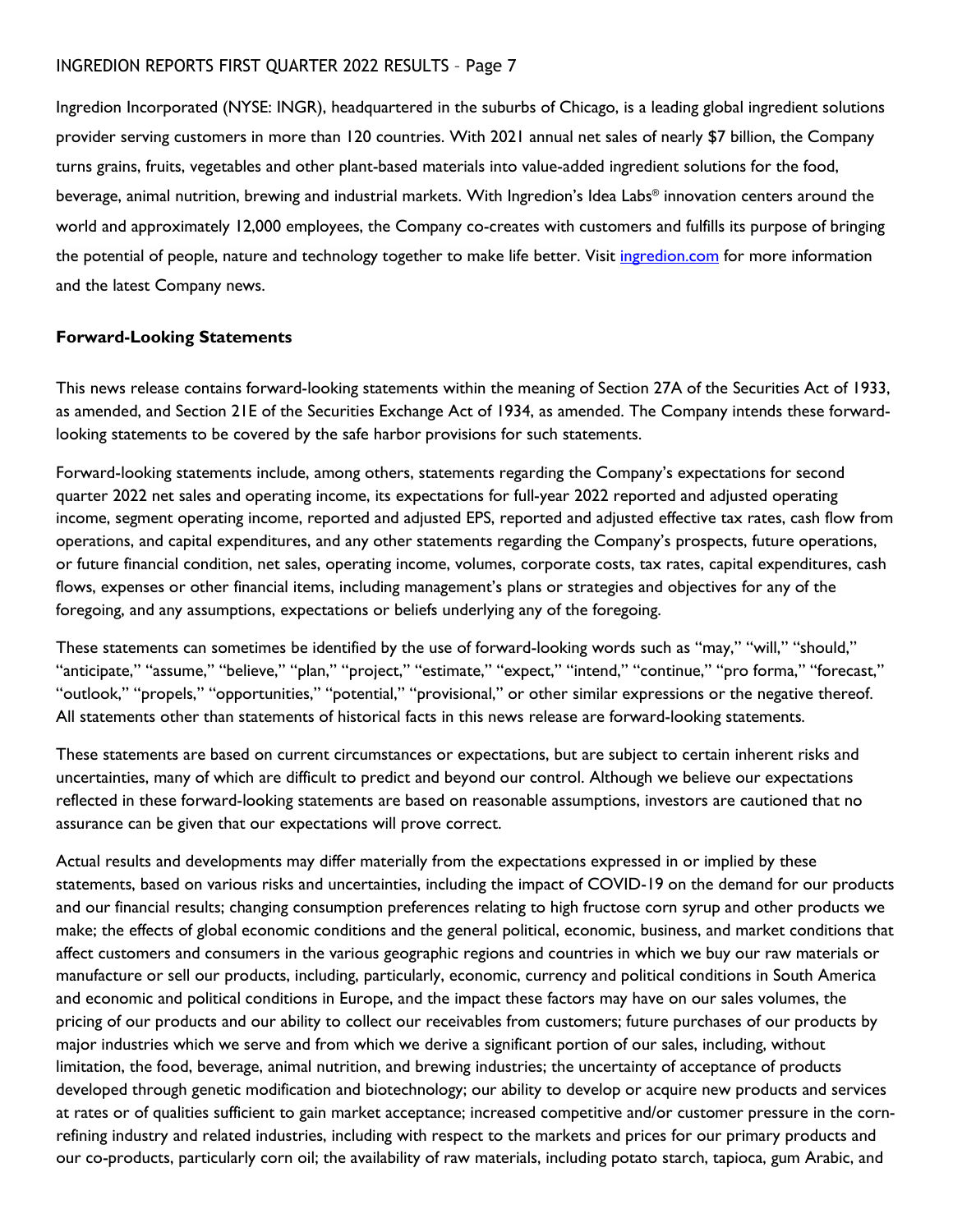Ingredion Incorporated (NYSE: INGR), headquartered in the suburbs of Chicago, is a leading global ingredient solutions provider serving customers in more than 120 countries. With 2021 annual net sales of nearly $7 billion, the Company turns grains, fruits, vegetables and other plant-based materials into value-added ingredient solutions for the food, beverage, animal nutrition, brewing and industrial markets. With Ingredion's Idea Labs® innovation centers around the world and approximately 12,000 employees, the Company co-creates with customers and fulfills its purpose of bringing the potential of people, nature and technology together to make life better. Visit [ingredion.com](ingredion.com) for more information and the latest Company news.

**Forward-Looking Statements**

This news release contains forward-looking statements within the meaning of Section 27A of the Securities Act of 1933, as amended, and Section 21E of the Securities Exchange Act of 1934, as amended. The Company intends these forward-looking statements to be covered by the safe harbor provisions for such statements.

Forward-looking statements include, among others, statements regarding the Company's expectations for second quarter 2022 net sales and operating income, its expectations for full-year 2022 reported and adjusted operating income, segment operating income, reported and adjusted EPS, reported and adjusted effective tax rates, cash flow from operations, and capital expenditures, and any other statements regarding the Company's prospects, future operations, or future financial condition, net sales, operating income, volumes, corporate costs, tax rates, capital expenditures, cash flows, expenses or other financial items, including management's plans or strategies and objectives for any of the foregoing, and any assumptions, expectations or beliefs underlying any of the foregoing.

These statements can sometimes be identified by the use of forward-looking words such as "may," "will," "should," "anticipate," "assume," "believe," "plan," "project," "estimate," "expect," "intend," "continue," "pro forma," "forecast," "outlook," "propels," "opportunities," "potential," "provisional," or other similar expressions or the negative thereof. All statements other than statements of historical facts in this news release are forward-looking statements.

These statements are based on current circumstances or expectations, but are subject to certain inherent risks and uncertainties, many of which are difficult to predict and beyond our control. Although we believe our expectations reflected in these forward-looking statements are based on reasonable assumptions, investors are cautioned that no assurance can be given that our expectations will prove correct.

Actual results and developments may differ materially from the expectations expressed in or implied by these statements, based on various risks and uncertainties, including the impact of COVID-19 on the demand for our products and our financial results; changing consumption preferences relating to high fructose corn syrup and other products we make; the effects of global economic conditions and the general political, economic, business, and market conditions that affect customers and consumers in the various geographic regions and countries in which we buy our raw materials or manufacture or sell our products, including, particularly, economic, currency and political conditions in South America and economic and political conditions in Europe, and the impact these factors may have on our sales volumes, the pricing of our products and our ability to collect our receivables from customers; future purchases of our products by major industries which we serve and from which we derive a significant portion of our sales, including, without limitation, the food, beverage, animal nutrition, and brewing industries; the uncertainty of acceptance of products developed through genetic modification and biotechnology; our ability to develop or acquire new products and services at rates or of qualities sufficient to gain market acceptance; increased competitive and/or customer pressure in the corn-refining industry and related industries, including with respect to the markets and prices for our primary products and our co-products, particularly corn oil; the availability of raw materials, including potato starch, tapioca, gum Arabic, and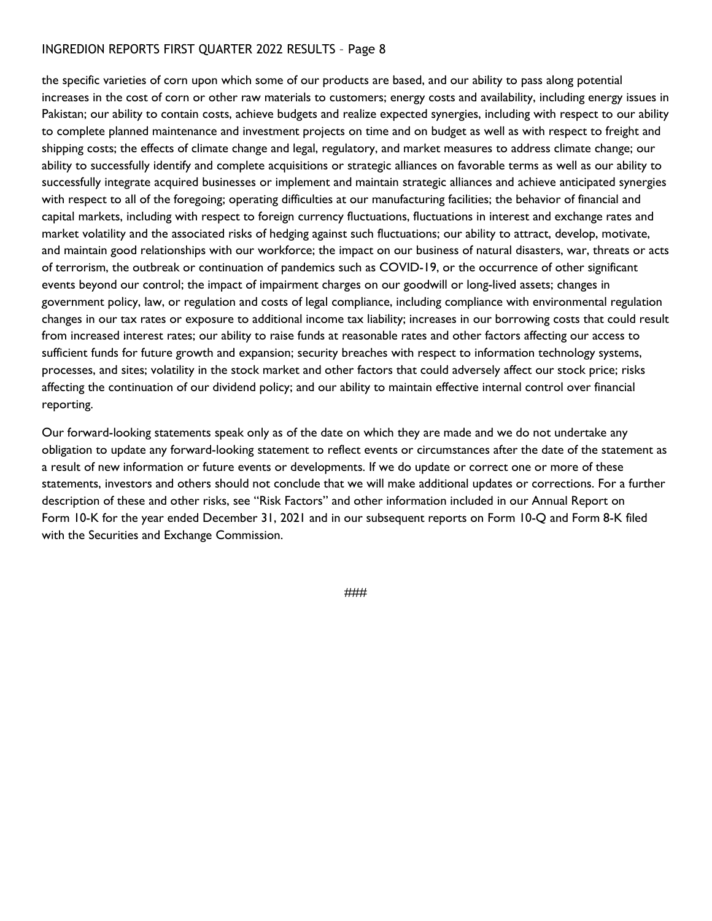the specific varieties of corn upon which some of our products are based, and our ability to pass along potential increases in the cost of corn or other raw materials to customers; energy costs and availability, including energy issues in Pakistan; our ability to contain costs, achieve budgets and realize expected synergies, including with respect to our ability to complete planned maintenance and investment projects on time and on budget as well as with respect to freight and shipping costs; the effects of climate change and legal, regulatory, and market measures to address climate change; our ability to successfully identify and complete acquisitions or strategic alliances on favorable terms as well as our ability to successfully integrate acquired businesses or implement and maintain strategic alliances and achieve anticipated synergies with respect to all of the foregoing; operating difficulties at our manufacturing facilities; the behavior of financial and capital markets, including with respect to foreign currency fluctuations, fluctuations in interest and exchange rates and market volatility and the associated risks of hedging against such fluctuations; our ability to attract, develop, motivate, and maintain good relationships with our workforce; the impact on our business of natural disasters, war, threats or acts of terrorism, the outbreak or continuation of pandemics such as COVID-19, or the occurrence of other significant events beyond our control; the impact of impairment charges on our goodwill or long-lived assets; changes in government policy, law, or regulation and costs of legal compliance, including compliance with environmental regulation changes in our tax rates or exposure to additional income tax liability; increases in our borrowing costs that could result from increased interest rates; our ability to raise funds at reasonable rates and other factors affecting our access to sufficient funds for future growth and expansion; security breaches with respect to information technology systems, processes, and sites; volatility in the stock market and other factors that could adversely affect our stock price; risks affecting the continuation of our dividend policy; and our ability to maintain effective internal control over financial reporting.

Our forward-looking statements speak only as of the date on which they are made and we do not undertake any obligation to update any forward-looking statement to reflect events or circumstances after the date of the statement as a result of new information or future events or developments. If we do update or correct one or more of these statements, investors and others should not conclude that we will make additional updates or corrections. For a further description of these and other risks, see "Risk Factors" and other information included in our Annual Report on Form 10-K for the year ended December 31, 2021 and in our subsequent reports on Form 10-Q and Form 8-K filed with the Securities and Exchange Commission.

###